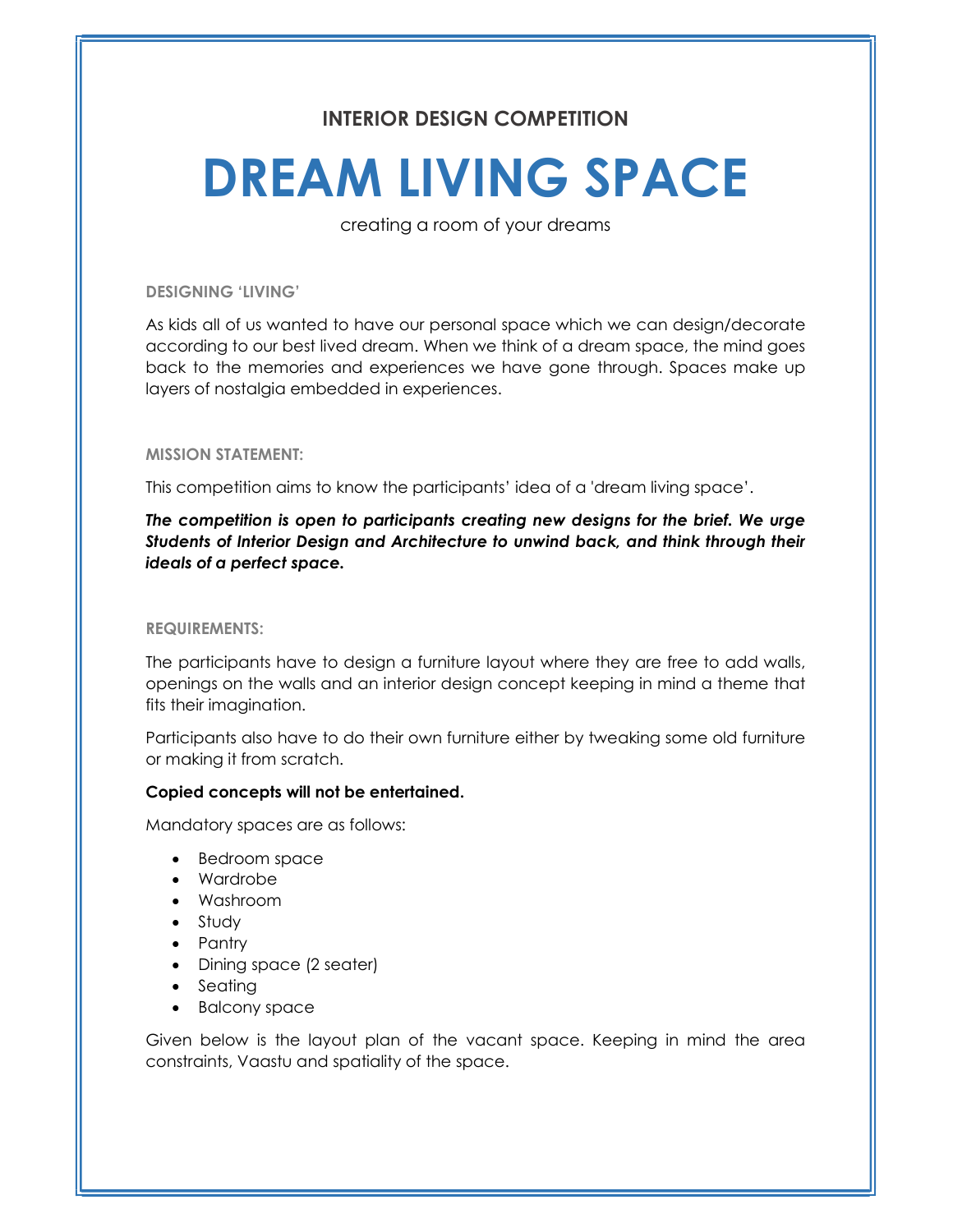### INTERIOR DESIGN COMPETITION

# DREAM LIVING SPACE

creating a room of your dreams

#### DESIGNING 'LIVING'

As kids all of us wanted to have our personal space which we can design/decorate according to our best lived dream. When we think of a dream space, the mind goes back to the memories and experiences we have gone through. Spaces make up layers of nostalgia embedded in experiences.

#### MISSION STATEMENT:

This competition aims to know the participants' idea of a 'dream living space'.

***The competition is open to participants creating new designs for the brief. We urge Students of Interior Design and Architecture to unwind back, and think through their ideals of a perfect space.***

#### REQUIREMENTS:

The participants have to design a furniture layout where they are free to add walls, openings on the walls and an interior design concept keeping in mind a theme that fits their imagination.

Participants also have to do their own furniture either by tweaking some old furniture or making it from scratch.

**Copied concepts will not be entertained.**

Mandatory spaces are as follows:

- Bedroom space
- Wardrobe
- Washroom
- Study
- Pantry
- Dining space (2 seater)
- Seating
- Balcony space

Given below is the layout plan of the vacant space. Keeping in mind the area constraints, Vaastu and spatiality of the space.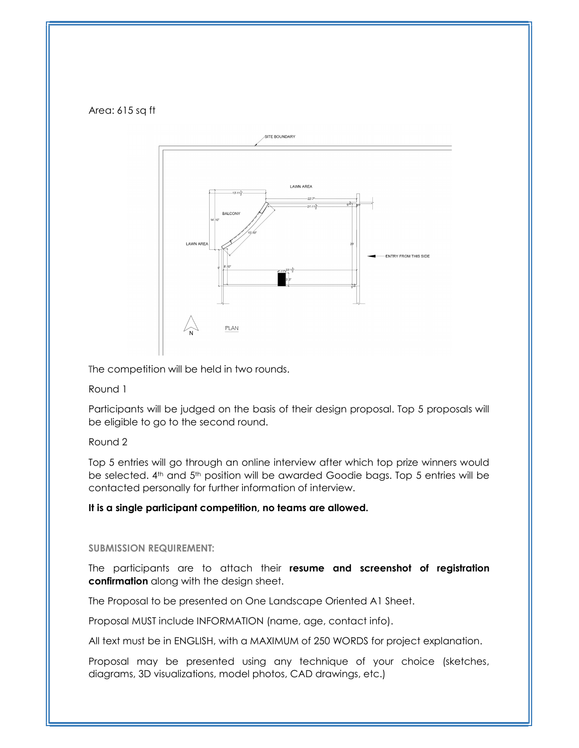Area: 615 sq ft

The competition will be held in two rounds.

Round 1

Participants will be judged on the basis of their design proposal. Top 5 proposals will be eligible to go to the second round.

Round 2

Top 5 entries will go through an online interview after which top prize winners would be selected. 4th and 5th position will be awarded Goodie bags. Top 5 entries will be contacted personally for further information of interview.

**It is a single participant competition, no teams are allowed.**

**SUBMISSION REQUIREMENT:**

The participants are to attach their **resume and screenshot of registration confirmation** along with the design sheet.

The Proposal to be presented on One Landscape Oriented A1 Sheet.

Proposal MUST include INFORMATION (name, age, contact info).

All text must be in ENGLISH, with a MAXIMUM of 250 WORDS for project explanation.

Proposal may be presented using any technique of your choice (sketches, diagrams, 3D visualizations, model photos, CAD drawings, etc.)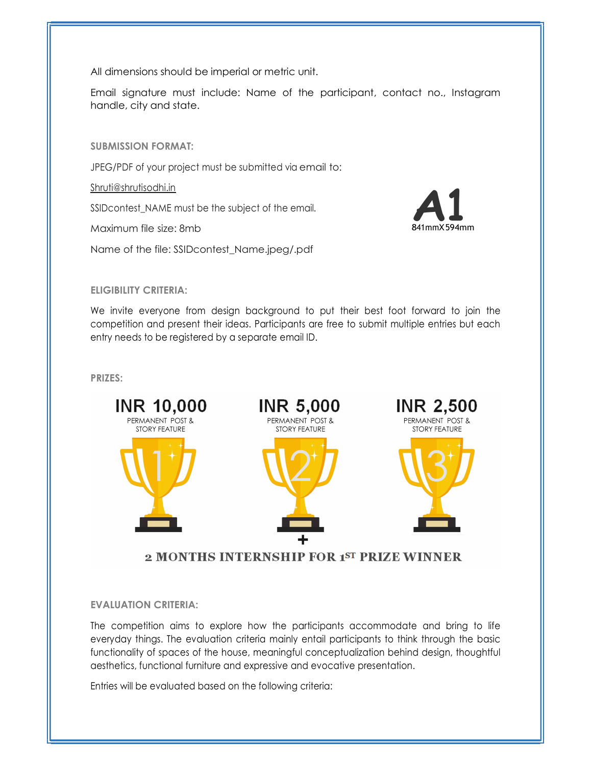All dimensions should be imperial or metric unit.

Email signature must include: Name of the participant, contact no., Instagram handle, city and state.

**SUBMISSION FORMAT:**

JPEG/PDF of your project must be submitted via email to:

Shruti@shrutisodhi.in

SSIDcontest_NAME must be the subject of the email.

Maximum file size: 8mb

Name of the file: SSIDcontest_Name.jpeg/.pdf

A1
841mmX594mm

**ELIGIBILITY CRITERIA:**

We invite everyone from design background to put their best foot forward to join the competition and present their ideas. Participants are free to submit multiple entries but each entry needs to be registered by a separate email ID.

**PRIZES:**

| 1 | 2 | 3 |
|---|---|---|
| INR 10,000 | INR 5,000 | INR 2,500 |
| PERMANENT POST & STORY FEATURE | PERMANENT POST & STORY FEATURE | PERMANENT POST & STORY FEATURE |

+

**2 MONTHS INTERNSHIP FOR 1ST PRIZE WINNER**

**EVALUATION CRITERIA:**

The competition aims to explore how the participants accommodate and bring to life everyday things. The evaluation criteria mainly entail participants to think through the basic functionality of spaces of the house, meaningful conceptualization behind design, thoughtful aesthetics, functional furniture and expressive and evocative presentation.

Entries will be evaluated based on the following criteria: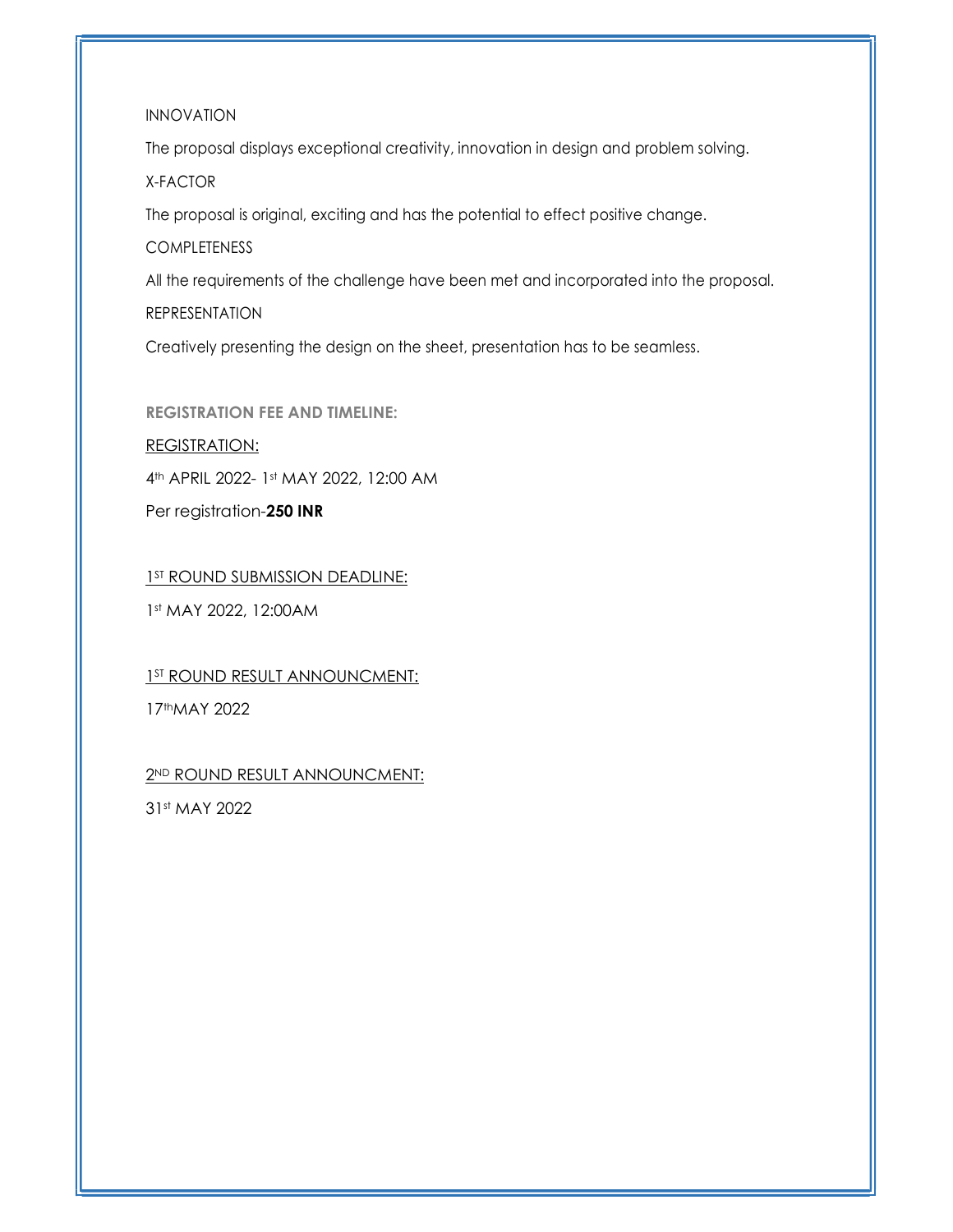INNOVATION

The proposal displays exceptional creativity, innovation in design and problem solving.

X-FACTOR

The proposal is original, exciting and has the potential to effect positive change.

COMPLETENESS

All the requirements of the challenge have been met and incorporated into the proposal.

REPRESENTATION

Creatively presenting the design on the sheet, presentation has to be seamless.

**REGISTRATION FEE AND TIMELINE:**

REGISTRATION:

4th APRIL 2022- 1st MAY 2022, 12:00 AM

Per registration-**250 INR**

1ST ROUND SUBMISSION DEADLINE:

1st MAY 2022, 12:00AM

1ST ROUND RESULT ANNOUNCMENT:

17thMAY 2022

2ND ROUND RESULT ANNOUNCMENT:

31st MAY 2022